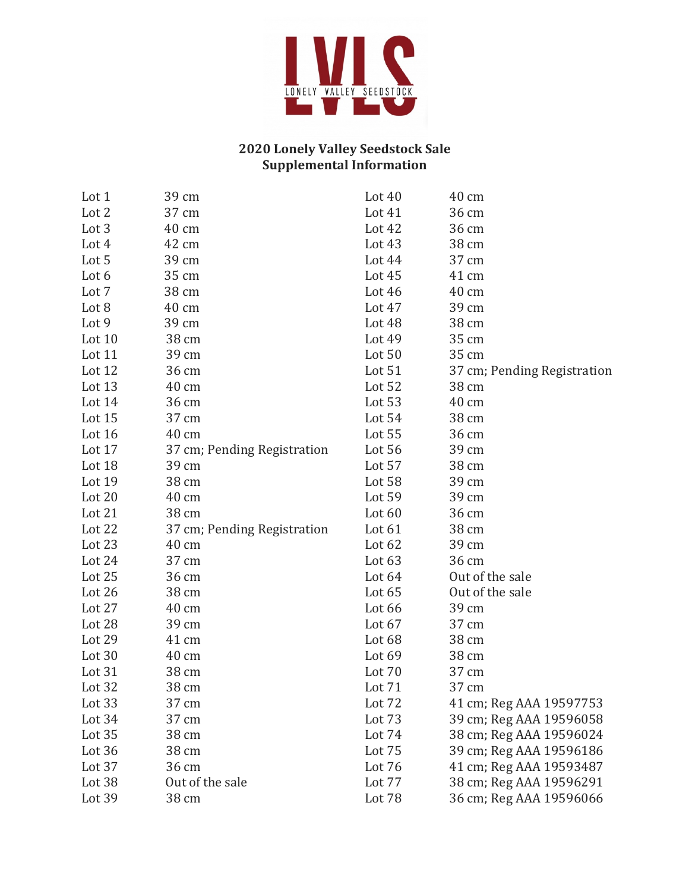# 2020 Lonely Valley Seedstock Sale
## Supplemental Information

| Lot | Information |
|---|---|
| Lot 1 | 39 cm |
| Lot 2 | 37 cm |
| Lot 3 | 40 cm |
| Lot 4 | 42 cm |
| Lot 5 | 39 cm |
| Lot 6 | 35 cm |
| Lot 7 | 38 cm |
| Lot 8 | 40 cm |
| Lot 9 | 39 cm |
| Lot 10 | 38 cm |
| Lot 11 | 39 cm |
| Lot 12 | 36 cm |
| Lot 13 | 40 cm |
| Lot 14 | 36 cm |
| Lot 15 | 37 cm |
| Lot 16 | 40 cm |
| Lot 17 | 37 cm; Pending Registration |
| Lot 18 | 39 cm |
| Lot 19 | 38 cm |
| Lot 20 | 40 cm |
| Lot 21 | 38 cm |
| Lot 22 | 37 cm; Pending Registration |
| Lot 23 | 40 cm |
| Lot 24 | 37 cm |
| Lot 25 | 36 cm |
| Lot 26 | 38 cm |
| Lot 27 | 40 cm |
| Lot 28 | 39 cm |
| Lot 29 | 41 cm |
| Lot 30 | 40 cm |
| Lot 31 | 38 cm |
| Lot 32 | 38 cm |
| Lot 33 | 37 cm |
| Lot 34 | 37 cm |
| Lot 35 | 38 cm |
| Lot 36 | 38 cm |
| Lot 37 | 36 cm |
| Lot 38 | Out of the sale |
| Lot 39 | 38 cm |
| Lot 40 | 40 cm |
| Lot 41 | 36 cm |
| Lot 42 | 36 cm |
| Lot 43 | 38 cm |
| Lot 44 | 37 cm |
| Lot 45 | 41 cm |
| Lot 46 | 40 cm |
| Lot 47 | 39 cm |
| Lot 48 | 38 cm |
| Lot 49 | 35 cm |
| Lot 50 | 35 cm |
| Lot 51 | 37 cm; Pending Registration |
| Lot 52 | 38 cm |
| Lot 53 | 40 cm |
| Lot 54 | 38 cm |
| Lot 55 | 36 cm |
| Lot 56 | 39 cm |
| Lot 57 | 38 cm |
| Lot 58 | 39 cm |
| Lot 59 | 39 cm |
| Lot 60 | 36 cm |
| Lot 61 | 38 cm |
| Lot 62 | 39 cm |
| Lot 63 | 36 cm |
| Lot 64 | Out of the sale |
| Lot 65 | Out of the sale |
| Lot 66 | 39 cm |
| Lot 67 | 37 cm |
| Lot 68 | 38 cm |
| Lot 69 | 38 cm |
| Lot 70 | 37 cm |
| Lot 71 | 37 cm |
| Lot 72 | 41 cm; Reg AAA 19597753 |
| Lot 73 | 39 cm; Reg AAA 19596058 |
| Lot 74 | 38 cm; Reg AAA 19596024 |
| Lot 75 | 39 cm; Reg AAA 19596186 |
| Lot 76 | 41 cm; Reg AAA 19593487 |
| Lot 77 | 38 cm; Reg AAA 19596291 |
| Lot 78 | 36 cm; Reg AAA 19596066 |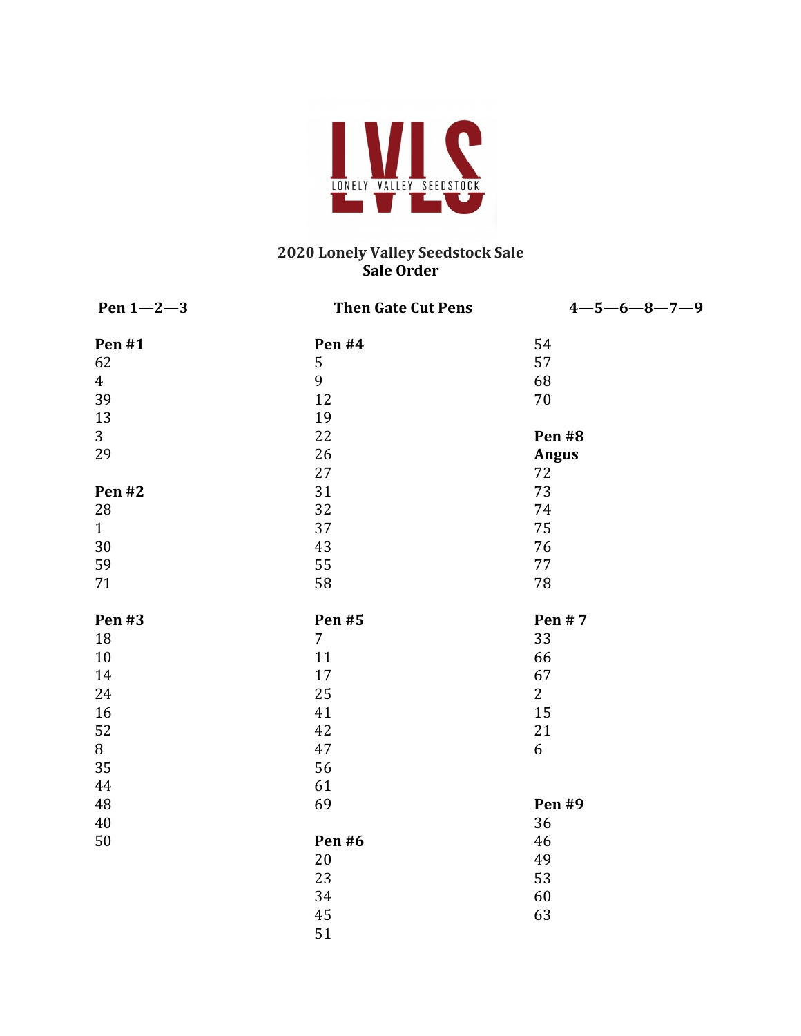LVLS
LONELY VALLEY SEEDSTOCK

**2020 Lonely Valley Seedstock Sale**
**Sale Order**

**Pen 1—2—3** **Then Gate Cut Pens** **4—5—6—8—7—9**

**Pen #1**
62
4
39
13
3
29

**Pen #2**
28
1
30
59
71

**Pen #3**
18
10
14
24
16
52
8
35
44
48
40
50

**Pen #4**
5
9
12
19
22
26
27
31
32
37
43
55
58
54
57
68
70

**Pen #5**
7
11
17
25
41
42
47
56
61
69

**Pen #6**
20
23
34
45
51

**Pen #8**
**Angus**
72
73
74
75
76
77
78

**Pen # 7**
33
66
67
2
15
21
6

**Pen #9**
36
46
49
53
60
63